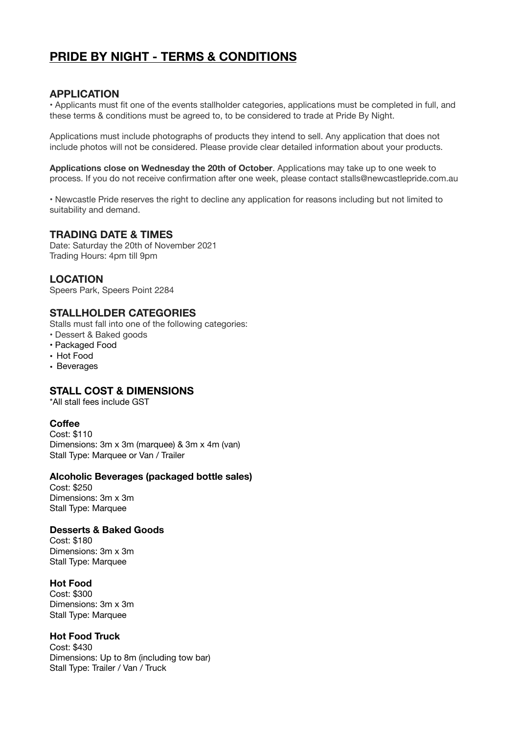# PRIDE BY NIGHT - TERMS & CONDITIONS

## APPLICATION

- Applicants must fit one of the events stallholder categories, applications must be completed in full, and these terms & conditions must be agreed to, to be considered to trade at Pride By Night.

Applications must include photographs of products they intend to sell. Any application that does not include photos will not be considered. Please provide clear detailed information about your products.

**Applications close on Wednesday the 20th of October**. Applications may take up to one week to process. If you do not receive confirmation after one week, please contact stalls@newcastlepride.com.au

- Newcastle Pride reserves the right to decline any application for reasons including but not limited to suitability and demand.

## TRADING DATE & TIMES

Date: Saturday the 20th of November 2021
Trading Hours: 4pm till 9pm

## LOCATION

Speers Park, Speers Point 2284

## STALLHOLDER CATEGORIES

Stalls must fall into one of the following categories:

- Dessert & Baked goods
- Packaged Food
- Hot Food
- Beverages

## STALL COST & DIMENSIONS

*All stall fees include GST

### Coffee

Cost: $110
Dimensions: 3m x 3m (marquee) & 3m x 4m (van)
Stall Type: Marquee or Van / Trailer

### Alcoholic Beverages (packaged bottle sales)

Cost: $250
Dimensions: 3m x 3m
Stall Type: Marquee

### Desserts & Baked Goods

Cost: $180
Dimensions: 3m x 3m
Stall Type: Marquee

### Hot Food

Cost: $300
Dimensions: 3m x 3m
Stall Type: Marquee

### Hot Food Truck

Cost: $430
Dimensions: Up to 8m (including tow bar)
Stall Type: Trailer / Van / Truck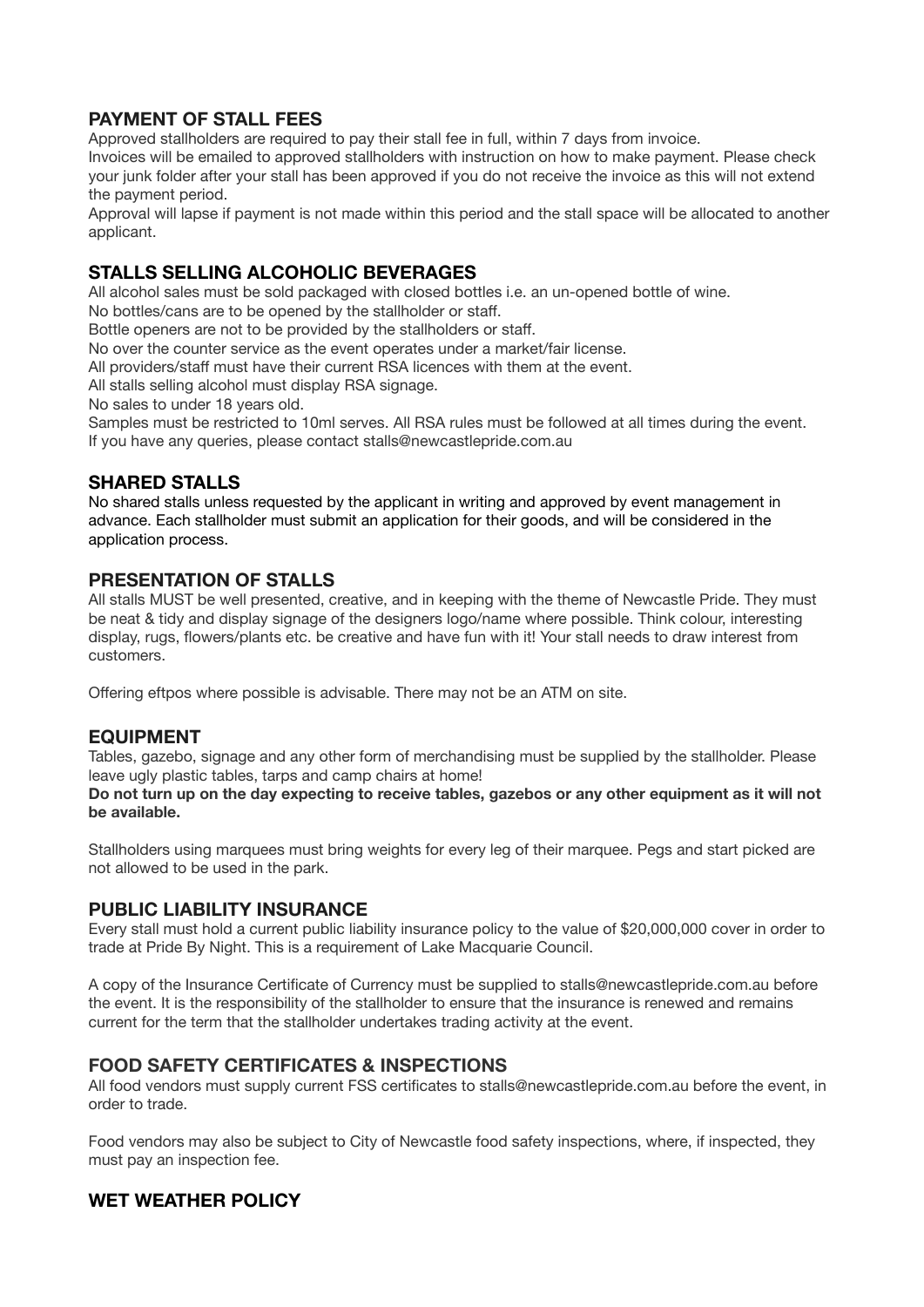## PAYMENT OF STALL FEES

Approved stallholders are required to pay their stall fee in full, within 7 days from invoice.
Invoices will be emailed to approved stallholders with instruction on how to make payment. Please check your junk folder after your stall has been approved if you do not receive the invoice as this will not extend the payment period.
Approval will lapse if payment is not made within this period and the stall space will be allocated to another applicant.

## STALLS SELLING ALCOHOLIC BEVERAGES

All alcohol sales must be sold packaged with closed bottles i.e. an un-opened bottle of wine.
No bottles/cans are to be opened by the stallholder or staff.
Bottle openers are not to be provided by the stallholders or staff.
No over the counter service as the event operates under a market/fair license.
All providers/staff must have their current RSA licences with them at the event.
All stalls selling alcohol must display RSA signage.
No sales to under 18 years old.
Samples must be restricted to 10ml serves. All RSA rules must be followed at all times during the event.
If you have any queries, please contact stalls@newcastlepride.com.au

## SHARED STALLS

No shared stalls unless requested by the applicant in writing and approved by event management in advance. Each stallholder must submit an application for their goods, and will be considered in the application process.

## PRESENTATION OF STALLS

All stalls MUST be well presented, creative, and in keeping with the theme of Newcastle Pride. They must be neat & tidy and display signage of the designers logo/name where possible. Think colour, interesting display, rugs, flowers/plants etc. be creative and have fun with it! Your stall needs to draw interest from customers.

Offering eftpos where possible is advisable. There may not be an ATM on site.

## EQUIPMENT

Tables, gazebo, signage and any other form of merchandising must be supplied by the stallholder. Please leave ugly plastic tables, tarps and camp chairs at home!

**Do not turn up on the day expecting to receive tables, gazebos or any other equipment as it will not be available.**

Stallholders using marquees must bring weights for every leg of their marquee. Pegs and start picked are not allowed to be used in the park.

## PUBLIC LIABILITY INSURANCE

Every stall must hold a current public liability insurance policy to the value of $20,000,000 cover in order to trade at Pride By Night. This is a requirement of Lake Macquarie Council.

A copy of the Insurance Certificate of Currency must be supplied to stalls@newcastlepride.com.au before the event. It is the responsibility of the stallholder to ensure that the insurance is renewed and remains current for the term that the stallholder undertakes trading activity at the event.

## FOOD SAFETY CERTIFICATES & INSPECTIONS

All food vendors must supply current FSS certificates to stalls@newcastlepride.com.au before the event, in order to trade.

Food vendors may also be subject to City of Newcastle food safety inspections, where, if inspected, they must pay an inspection fee.

## WET WEATHER POLICY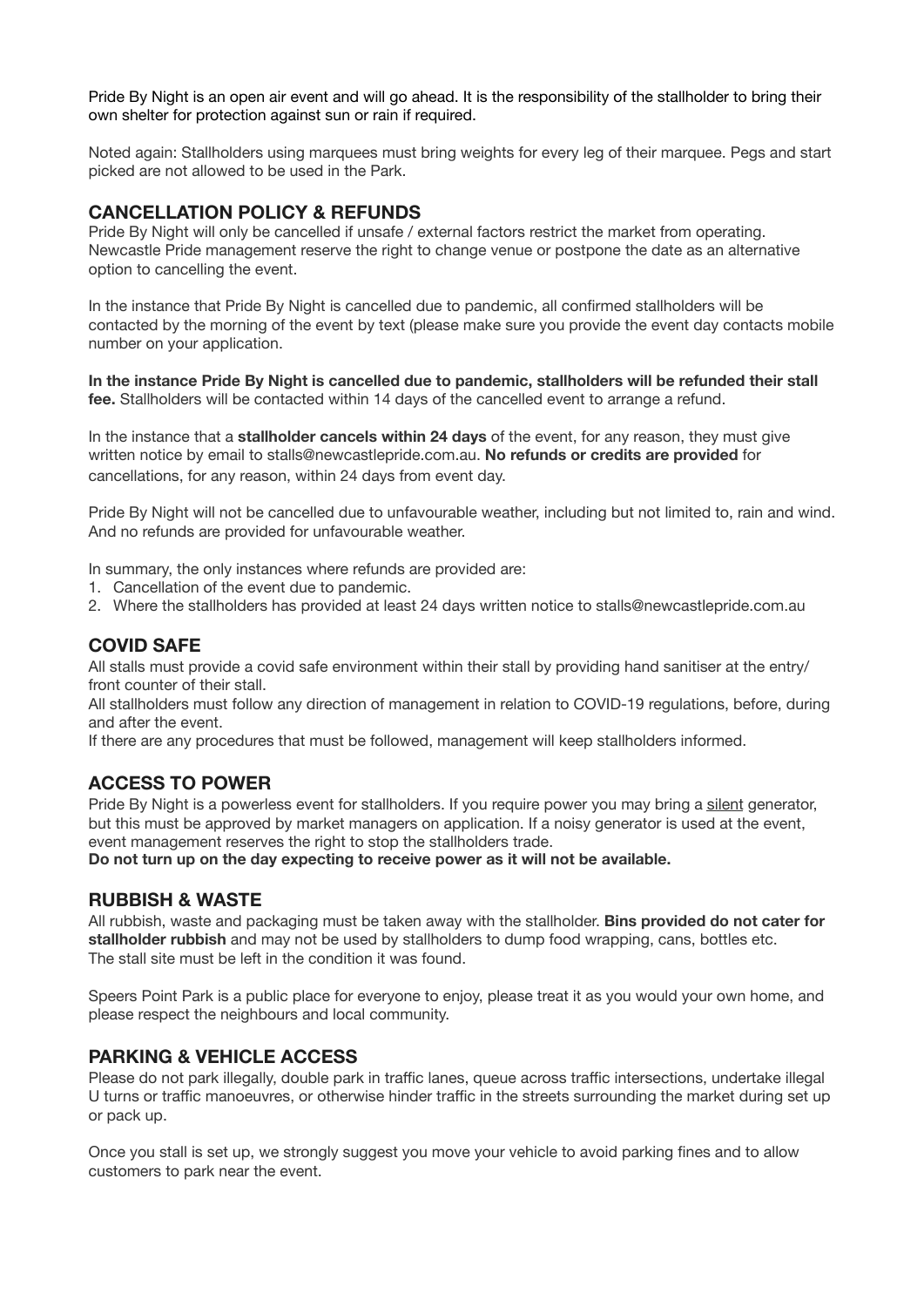Pride By Night is an open air event and will go ahead. It is the responsibility of the stallholder to bring their own shelter for protection against sun or rain if required.

Noted again: Stallholders using marquees must bring weights for every leg of their marquee. Pegs and start picked are not allowed to be used in the Park.

## CANCELLATION POLICY & REFUNDS

Pride By Night will only be cancelled if unsafe / external factors restrict the market from operating. Newcastle Pride management reserve the right to change venue or postpone the date as an alternative option to cancelling the event.

In the instance that Pride By Night is cancelled due to pandemic, all confirmed stallholders will be contacted by the morning of the event by text (please make sure you provide the event day contacts mobile number on your application.

**In the instance Pride By Night is cancelled due to pandemic, stallholders will be refunded their stall fee.** Stallholders will be contacted within 14 days of the cancelled event to arrange a refund.

In the instance that a **stallholder cancels within 24 days** of the event, for any reason, they must give written notice by email to stalls@newcastlepride.com.au. **No refunds or credits are provided** for cancellations, for any reason, within 24 days from event day.

Pride By Night will not be cancelled due to unfavourable weather, including but not limited to, rain and wind. And no refunds are provided for unfavourable weather.

In summary, the only instances where refunds are provided are:

1. Cancellation of the event due to pandemic.
2. Where the stallholders has provided at least 24 days written notice to stalls@newcastlepride.com.au

## COVID SAFE

All stalls must provide a covid safe environment within their stall by providing hand sanitiser at the entry/ front counter of their stall.
All stallholders must follow any direction of management in relation to COVID-19 regulations, before, during and after the event.
If there are any procedures that must be followed, management will keep stallholders informed.

## ACCESS TO POWER

Pride By Night is a powerless event for stallholders. If you require power you may bring a silent generator, but this must be approved by market managers on application. If a noisy generator is used at the event, event management reserves the right to stop the stallholders trade.
**Do not turn up on the day expecting to receive power as it will not be available.**

## RUBBISH & WASTE

All rubbish, waste and packaging must be taken away with the stallholder. **Bins provided do not cater for stallholder rubbish** and may not be used by stallholders to dump food wrapping, cans, bottles etc.
The stall site must be left in the condition it was found.

Speers Point Park is a public place for everyone to enjoy, please treat it as you would your own home, and please respect the neighbours and local community.

## PARKING & VEHICLE ACCESS

Please do not park illegally, double park in traffic lanes, queue across traffic intersections, undertake illegal U turns or traffic manoeuvres, or otherwise hinder traffic in the streets surrounding the market during set up or pack up.

Once you stall is set up, we strongly suggest you move your vehicle to avoid parking fines and to allow customers to park near the event.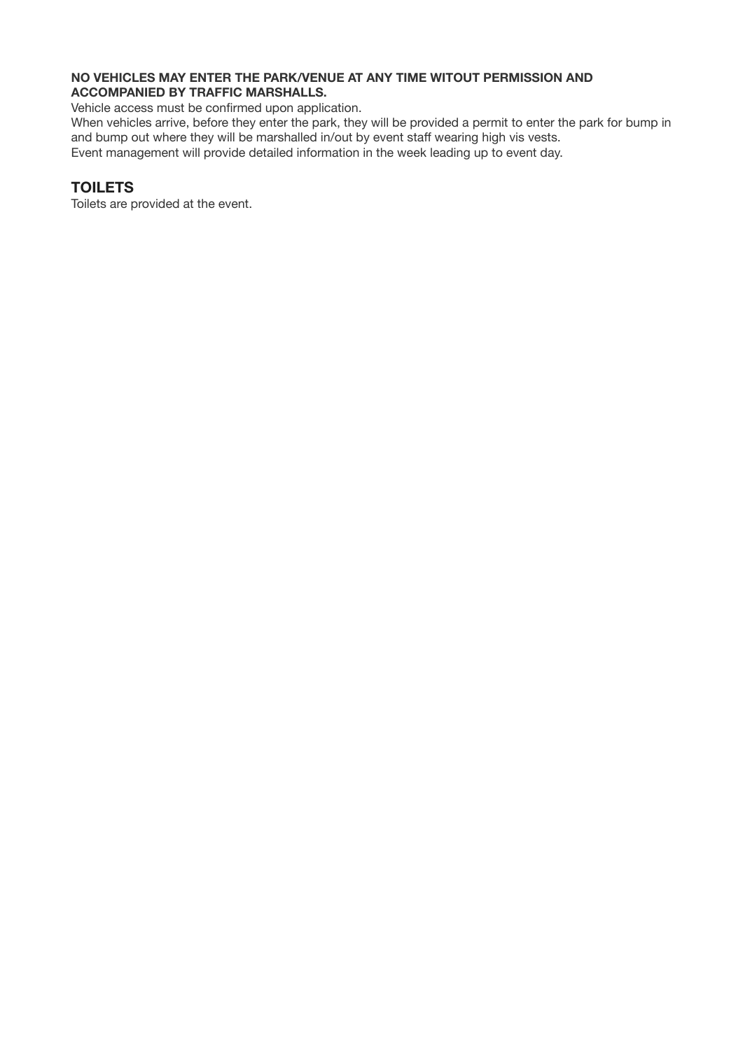**NO VEHICLES MAY ENTER THE PARK/VENUE AT ANY TIME WITOUT PERMISSION AND ACCOMPANIED BY TRAFFIC MARSHALLS.**

Vehicle access must be confirmed upon application.

When vehicles arrive, before they enter the park, they will be provided a permit to enter the park for bump in and bump out where they will be marshalled in/out by event staff wearing high vis vests.

Event management will provide detailed information in the week leading up to event day.

## TOILETS

Toilets are provided at the event.